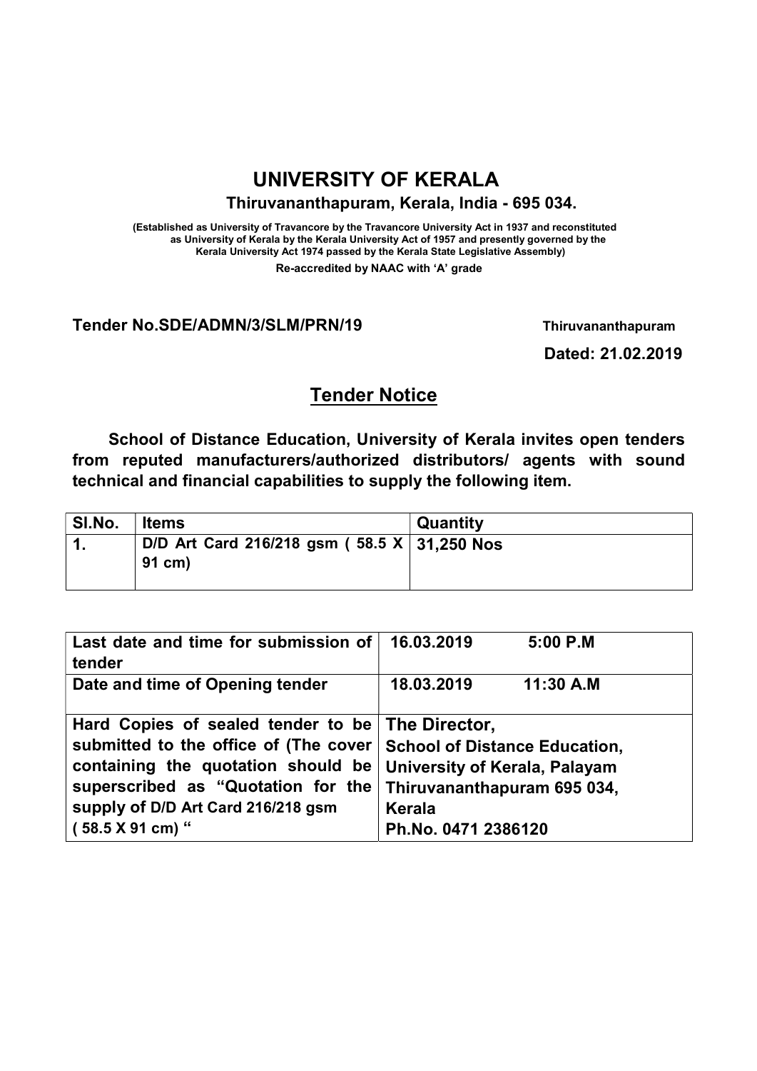# UNIVERSITY OF KERALA

**Thiruvananthapuram, Kerala, India - 695 034.**

**(Established as University of Travancore by the Travancore University Act in 1937 and reconstituted as University of Kerala by the Kerala University Act of 1957 and presently governed by the Kerala University Act 1974 passed by the Kerala State Legislative Assembly)**

**Re-accredited by NAAC with 'A' grade**

**Tender No.SDE/ADMN/3/SLM/PRN/19** **Thiruvananthapuram**

**Dated: 21.02.2019**

## Tender Notice

**School of Distance Education, University of Kerala invites open tenders from reputed manufacturers/authorized distributors/ agents with sound technical and financial capabilities to supply the following item.**

| Sl.No. | Items | Quantity |
|---|---|---|
| 1. | D/D Art Card 216/218 gsm ( 58.5 X 91 cm) | 31,250 Nos |

| | |
|---|---|
| Last date and time for submission of tender | 16.03.2019 5:00 P.M |
| Date and time of Opening tender | 18.03.2019 11:30 A.M |
| Hard Copies of sealed tender to be submitted to the office of (The cover containing the quotation should be superscribed as "Quotation for the supply of D/D Art Card 216/218 gsm ( 58.5 X 91 cm) " | The Director, School of Distance Education, University of Kerala, Palayam Thiruvananthapuram 695 034, Kerala Ph.No. 0471 2386120 |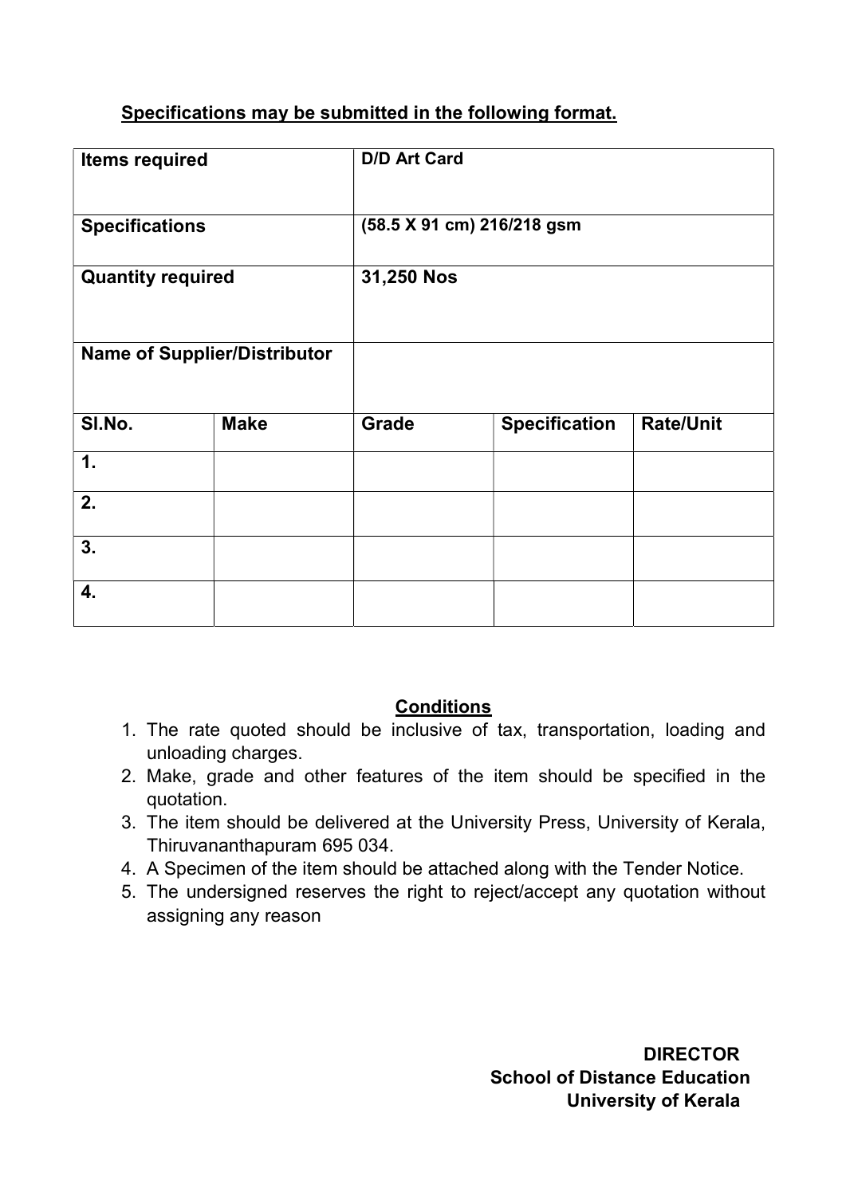**Specifications may be submitted in the following format.**

| | | | | |
|---|---|---|---|---|
| **Items required** | | **D/D Art Card** | | |
| **Specifications** | | **(58.5 X 91 cm) 216/218 gsm** | | |
| **Quantity required** | | **31,250 Nos** | | |
| **Name of Supplier/Distributor** | | | | |
| **Sl.No.** | **Make** | **Grade** | **Specification** | **Rate/Unit** |
| **1.** | | | | |
| **2.** | | | | |
| **3.** | | | | |
| **4.** | | | | |

**Conditions**

1. The rate quoted should be inclusive of tax, transportation, loading and unloading charges.
2. Make, grade and other features of the item should be specified in the quotation.
3. The item should be delivered at the University Press, University of Kerala, Thiruvananthapuram 695 034.
4. A Specimen of the item should be attached along with the Tender Notice.
5. The undersigned reserves the right to reject/accept any quotation without assigning any reason

**DIRECTOR**
**School of Distance Education**
**University of Kerala**